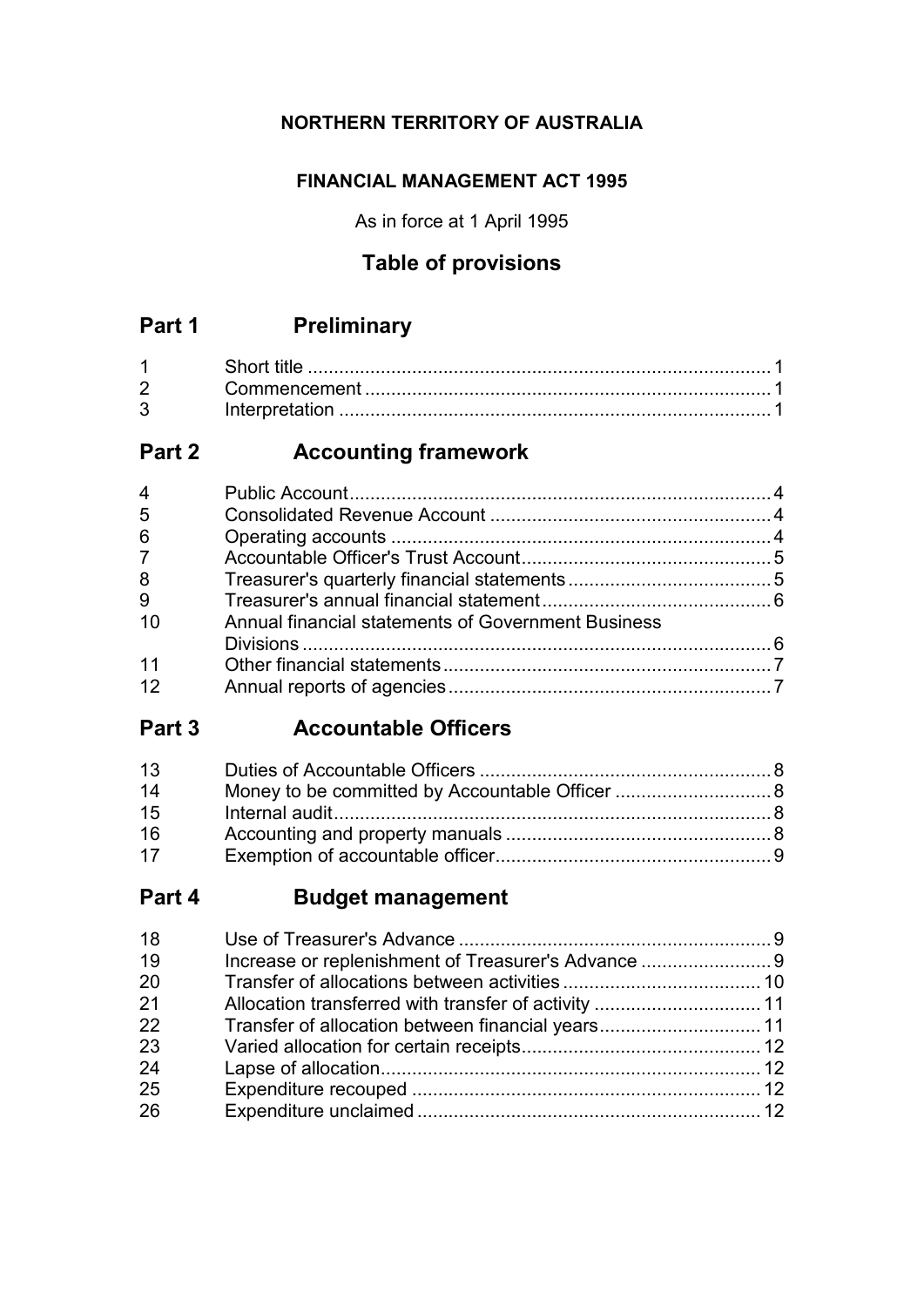**NORTHERN TERRITORY OF AUSTRALIA**

**FINANCIAL MANAGEMENT ACT 1995**

As in force at 1 April 1995

# Table of provisions

## Part 1 Preliminary

| | | |
|---|---|---|
| 1 | Short title | 1 |
| 2 | Commencement | 1 |
| 3 | Interpretation | 1 |

## Part 2 Accounting framework

| | | |
|---|---|---|
| 4 | Public Account | 4 |
| 5 | Consolidated Revenue Account | 4 |
| 6 | Operating accounts | 4 |
| 7 | Accountable Officer's Trust Account | 5 |
| 8 | Treasurer's quarterly financial statements | 5 |
| 9 | Treasurer's annual financial statement | 6 |
| 10 | Annual financial statements of Government Business Divisions | 6 |
| 11 | Other financial statements | 7 |
| 12 | Annual reports of agencies | 7 |

## Part 3 Accountable Officers

| | | |
|---|---|---|
| 13 | Duties of Accountable Officers | 8 |
| 14 | Money to be committed by Accountable Officer | 8 |
| 15 | Internal audit | 8 |
| 16 | Accounting and property manuals | 8 |
| 17 | Exemption of accountable officer | 9 |

## Part 4 Budget management

| | | |
|---|---|---|
| 18 | Use of Treasurer's Advance | 9 |
| 19 | Increase or replenishment of Treasurer's Advance | 9 |
| 20 | Transfer of allocations between activities | 10 |
| 21 | Allocation transferred with transfer of activity | 11 |
| 22 | Transfer of allocation between financial years | 11 |
| 23 | Varied allocation for certain receipts | 12 |
| 24 | Lapse of allocation | 12 |
| 25 | Expenditure recouped | 12 |
| 26 | Expenditure unclaimed | 12 |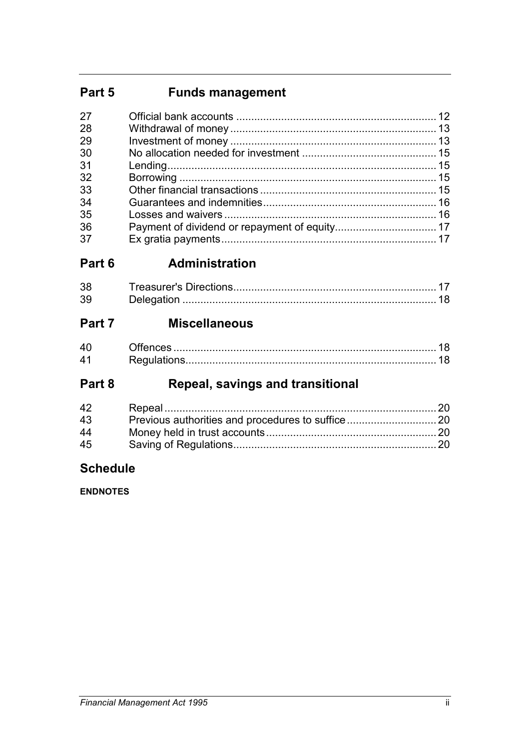## Part 5 Funds management

| | | |
|---|---|---|
| 27 | Official bank accounts | 12 |
| 28 | Withdrawal of money | 13 |
| 29 | Investment of money | 13 |
| 30 | No allocation needed for investment | 15 |
| 31 | Lending | 15 |
| 32 | Borrowing | 15 |
| 33 | Other financial transactions | 15 |
| 34 | Guarantees and indemnities | 16 |
| 35 | Losses and waivers | 16 |
| 36 | Payment of dividend or repayment of equity | 17 |
| 37 | Ex gratia payments | 17 |

## Part 6 Administration

| | | |
|---|---|---|
| 38 | Treasurer's Directions | 17 |
| 39 | Delegation | 18 |

## Part 7 Miscellaneous

| | | |
|---|---|---|
| 40 | Offences | 18 |
| 41 | Regulations | 18 |

## Part 8 Repeal, savings and transitional

| | | |
|---|---|---|
| 42 | Repeal | 20 |
| 43 | Previous authorities and procedures to suffice | 20 |
| 44 | Money held in trust accounts | 20 |
| 45 | Saving of Regulations | 20 |

## Schedule

**ENDNOTES**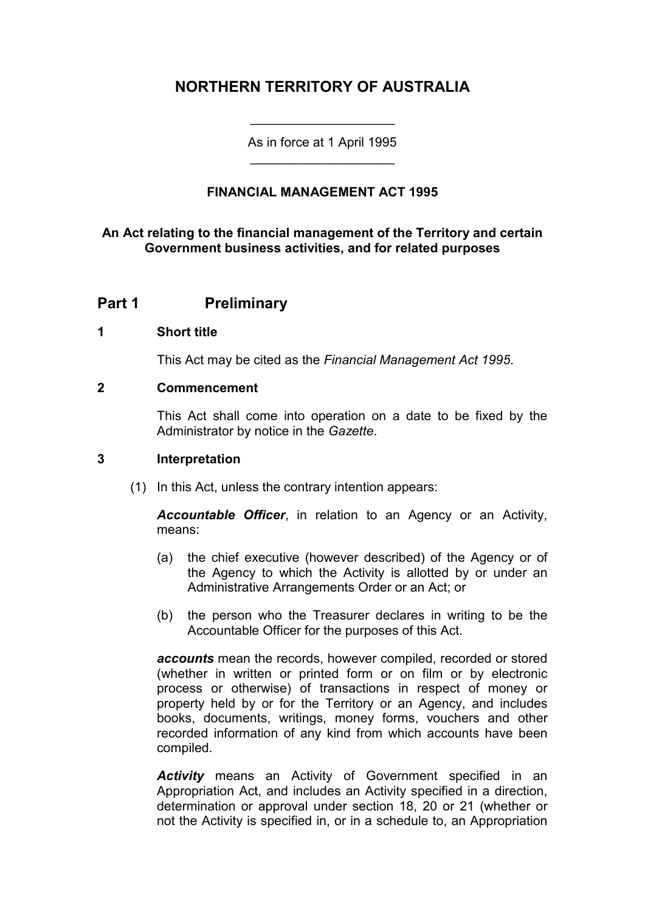# NORTHERN TERRITORY OF AUSTRALIA

As in force at 1 April 1995

### FINANCIAL MANAGEMENT ACT 1995

**An Act relating to the financial management of the Territory and certain Government business activities, and for related purposes**

## Part 1 Preliminary

### 1 Short title

This Act may be cited as the *Financial Management Act 1995*.

### 2 Commencement

This Act shall come into operation on a date to be fixed by the Administrator by notice in the *Gazette*.

### 3 Interpretation

(1) In this Act, unless the contrary intention appears:

***Accountable Officer***, in relation to an Agency or an Activity, means:

(a) the chief executive (however described) of the Agency or of the Agency to which the Activity is allotted by or under an Administrative Arrangements Order or an Act; or

(b) the person who the Treasurer declares in writing to be the Accountable Officer for the purposes of this Act.

***accounts*** mean the records, however compiled, recorded or stored (whether in written or printed form or on film or by electronic process or otherwise) of transactions in respect of money or property held by or for the Territory or an Agency, and includes books, documents, writings, money forms, vouchers and other recorded information of any kind from which accounts have been compiled.

***Activity*** means an Activity of Government specified in an Appropriation Act, and includes an Activity specified in a direction, determination or approval under section 18, 20 or 21 (whether or not the Activity is specified in, or in a schedule to, an Appropriation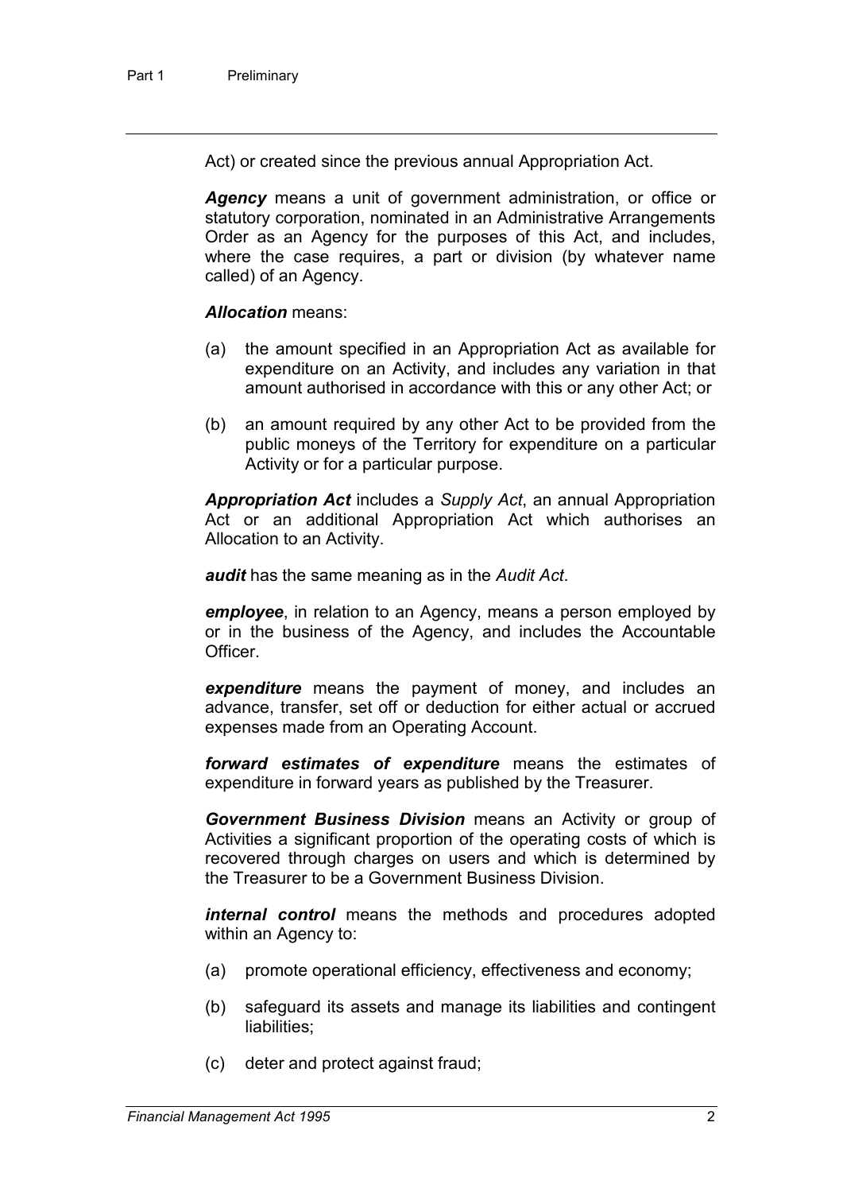Act) or created since the previous annual Appropriation Act.

***Agency*** means a unit of government administration, or office or statutory corporation, nominated in an Administrative Arrangements Order as an Agency for the purposes of this Act, and includes, where the case requires, a part or division (by whatever name called) of an Agency.

***Allocation*** means:

(a) the amount specified in an Appropriation Act as available for expenditure on an Activity, and includes any variation in that amount authorised in accordance with this or any other Act; or

(b) an amount required by any other Act to be provided from the public moneys of the Territory for expenditure on a particular Activity or for a particular purpose.

***Appropriation Act*** includes a *Supply Act*, an annual Appropriation Act or an additional Appropriation Act which authorises an Allocation to an Activity.

***audit*** has the same meaning as in the *Audit Act*.

***employee***, in relation to an Agency, means a person employed by or in the business of the Agency, and includes the Accountable Officer.

***expenditure*** means the payment of money, and includes an advance, transfer, set off or deduction for either actual or accrued expenses made from an Operating Account.

***forward estimates of expenditure*** means the estimates of expenditure in forward years as published by the Treasurer.

***Government Business Division*** means an Activity or group of Activities a significant proportion of the operating costs of which is recovered through charges on users and which is determined by the Treasurer to be a Government Business Division.

***internal control*** means the methods and procedures adopted within an Agency to:

(a) promote operational efficiency, effectiveness and economy;

(b) safeguard its assets and manage its liabilities and contingent liabilities;

(c) deter and protect against fraud;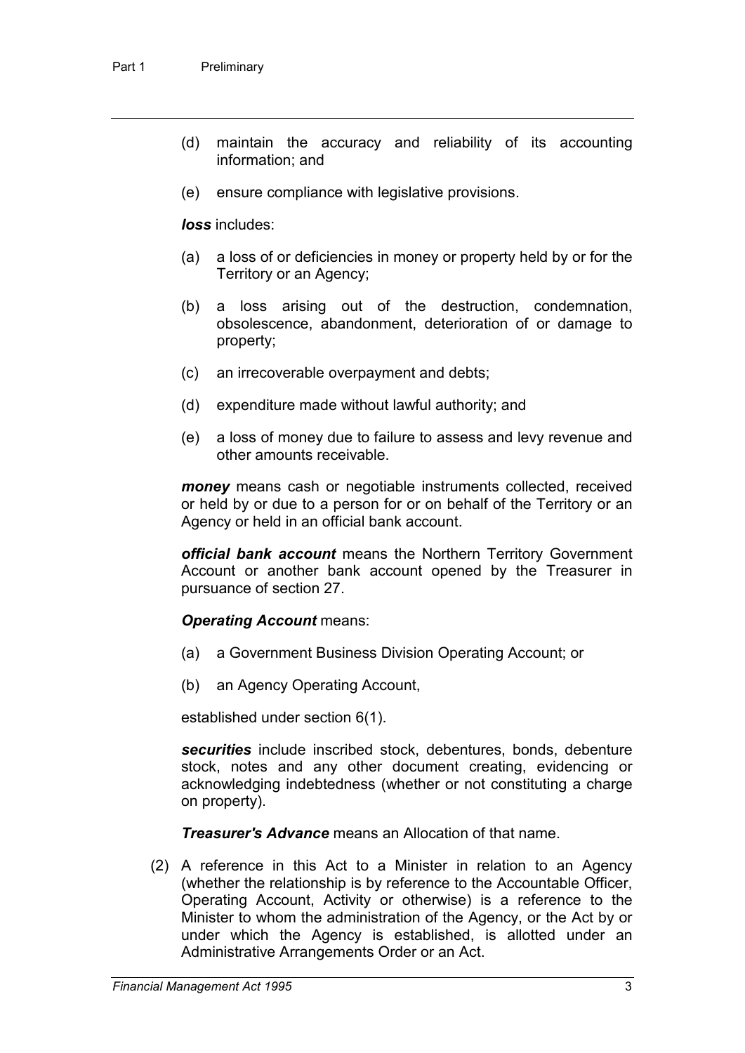(d) maintain the accuracy and reliability of its accounting information; and

(e) ensure compliance with legislative provisions.

***loss*** includes:

(a) a loss of or deficiencies in money or property held by or for the Territory or an Agency;

(b) a loss arising out of the destruction, condemnation, obsolescence, abandonment, deterioration of or damage to property;

(c) an irrecoverable overpayment and debts;

(d) expenditure made without lawful authority; and

(e) a loss of money due to failure to assess and levy revenue and other amounts receivable.

***money*** means cash or negotiable instruments collected, received or held by or due to a person for or on behalf of the Territory or an Agency or held in an official bank account.

***official bank account*** means the Northern Territory Government Account or another bank account opened by the Treasurer in pursuance of section 27.

***Operating Account*** means:

(a) a Government Business Division Operating Account; or

(b) an Agency Operating Account,

established under section 6(1).

***securities*** include inscribed stock, debentures, bonds, debenture stock, notes and any other document creating, evidencing or acknowledging indebtedness (whether or not constituting a charge on property).

***Treasurer's Advance*** means an Allocation of that name.

(2) A reference in this Act to a Minister in relation to an Agency (whether the relationship is by reference to the Accountable Officer, Operating Account, Activity or otherwise) is a reference to the Minister to whom the administration of the Agency, or the Act by or under which the Agency is established, is allotted under an Administrative Arrangements Order or an Act.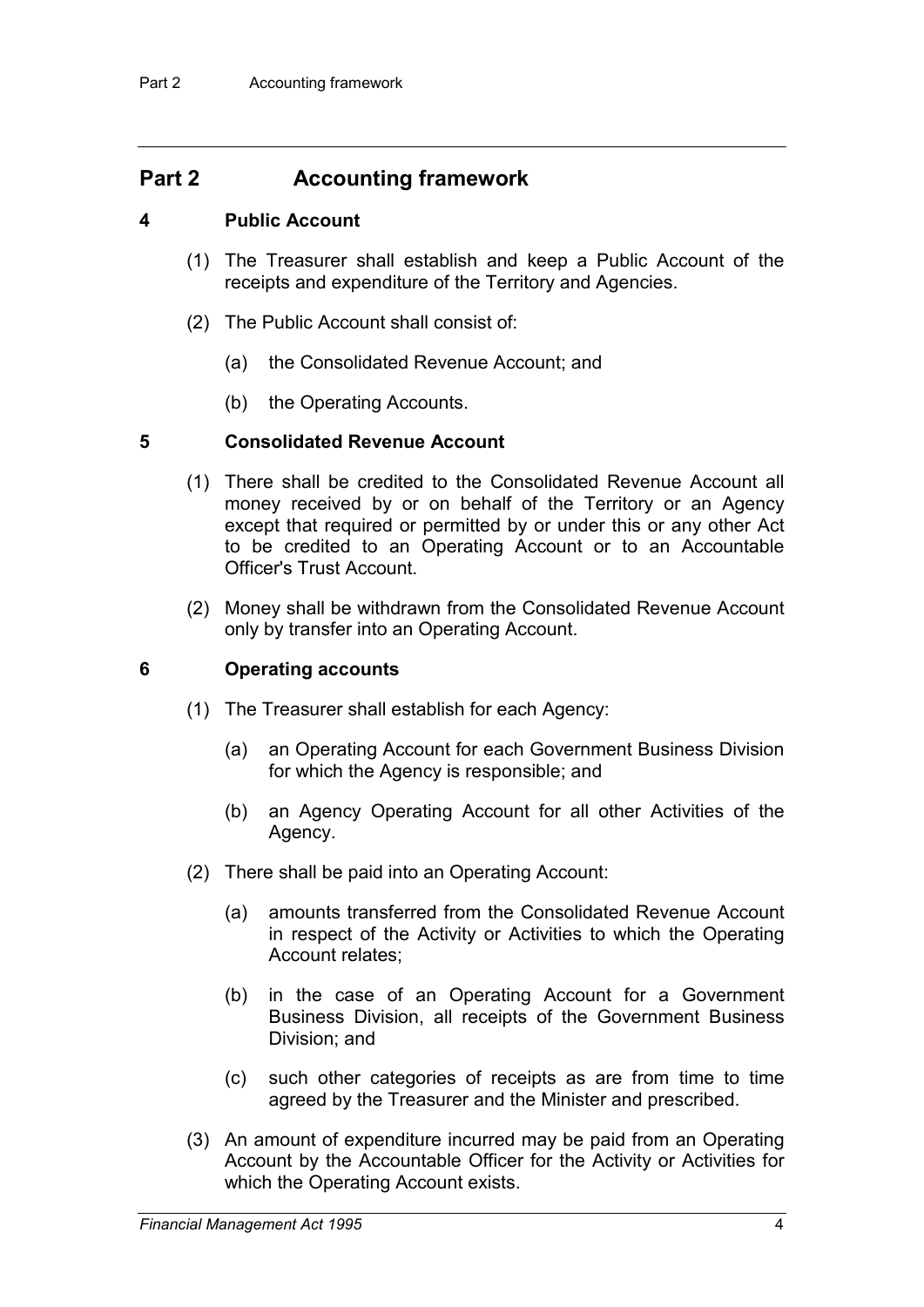## Part 2 Accounting framework

### 4 Public Account

(1) The Treasurer shall establish and keep a Public Account of the receipts and expenditure of the Territory and Agencies.

(2) The Public Account shall consist of:

(a) the Consolidated Revenue Account; and

(b) the Operating Accounts.

### 5 Consolidated Revenue Account

(1) There shall be credited to the Consolidated Revenue Account all money received by or on behalf of the Territory or an Agency except that required or permitted by or under this or any other Act to be credited to an Operating Account or to an Accountable Officer's Trust Account.

(2) Money shall be withdrawn from the Consolidated Revenue Account only by transfer into an Operating Account.

### 6 Operating accounts

(1) The Treasurer shall establish for each Agency:

(a) an Operating Account for each Government Business Division for which the Agency is responsible; and

(b) an Agency Operating Account for all other Activities of the Agency.

(2) There shall be paid into an Operating Account:

(a) amounts transferred from the Consolidated Revenue Account in respect of the Activity or Activities to which the Operating Account relates;

(b) in the case of an Operating Account for a Government Business Division, all receipts of the Government Business Division; and

(c) such other categories of receipts as are from time to time agreed by the Treasurer and the Minister and prescribed.

(3) An amount of expenditure incurred may be paid from an Operating Account by the Accountable Officer for the Activity or Activities for which the Operating Account exists.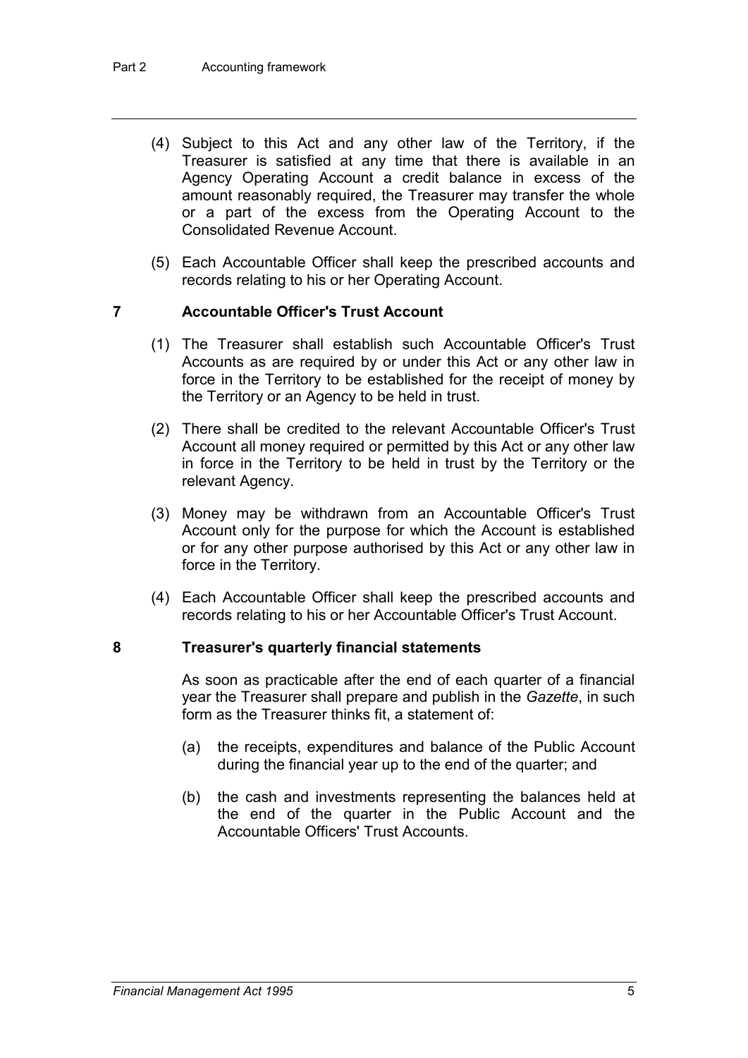(4) Subject to this Act and any other law of the Territory, if the Treasurer is satisfied at any time that there is available in an Agency Operating Account a credit balance in excess of the amount reasonably required, the Treasurer may transfer the whole or a part of the excess from the Operating Account to the Consolidated Revenue Account.

(5) Each Accountable Officer shall keep the prescribed accounts and records relating to his or her Operating Account.

## 7 Accountable Officer's Trust Account

(1) The Treasurer shall establish such Accountable Officer's Trust Accounts as are required by or under this Act or any other law in force in the Territory to be established for the receipt of money by the Territory or an Agency to be held in trust.

(2) There shall be credited to the relevant Accountable Officer's Trust Account all money required or permitted by this Act or any other law in force in the Territory to be held in trust by the Territory or the relevant Agency.

(3) Money may be withdrawn from an Accountable Officer's Trust Account only for the purpose for which the Account is established or for any other purpose authorised by this Act or any other law in force in the Territory.

(4) Each Accountable Officer shall keep the prescribed accounts and records relating to his or her Accountable Officer's Trust Account.

## 8 Treasurer's quarterly financial statements

As soon as practicable after the end of each quarter of a financial year the Treasurer shall prepare and publish in the *Gazette*, in such form as the Treasurer thinks fit, a statement of:

(a) the receipts, expenditures and balance of the Public Account during the financial year up to the end of the quarter; and

(b) the cash and investments representing the balances held at the end of the quarter in the Public Account and the Accountable Officers' Trust Accounts.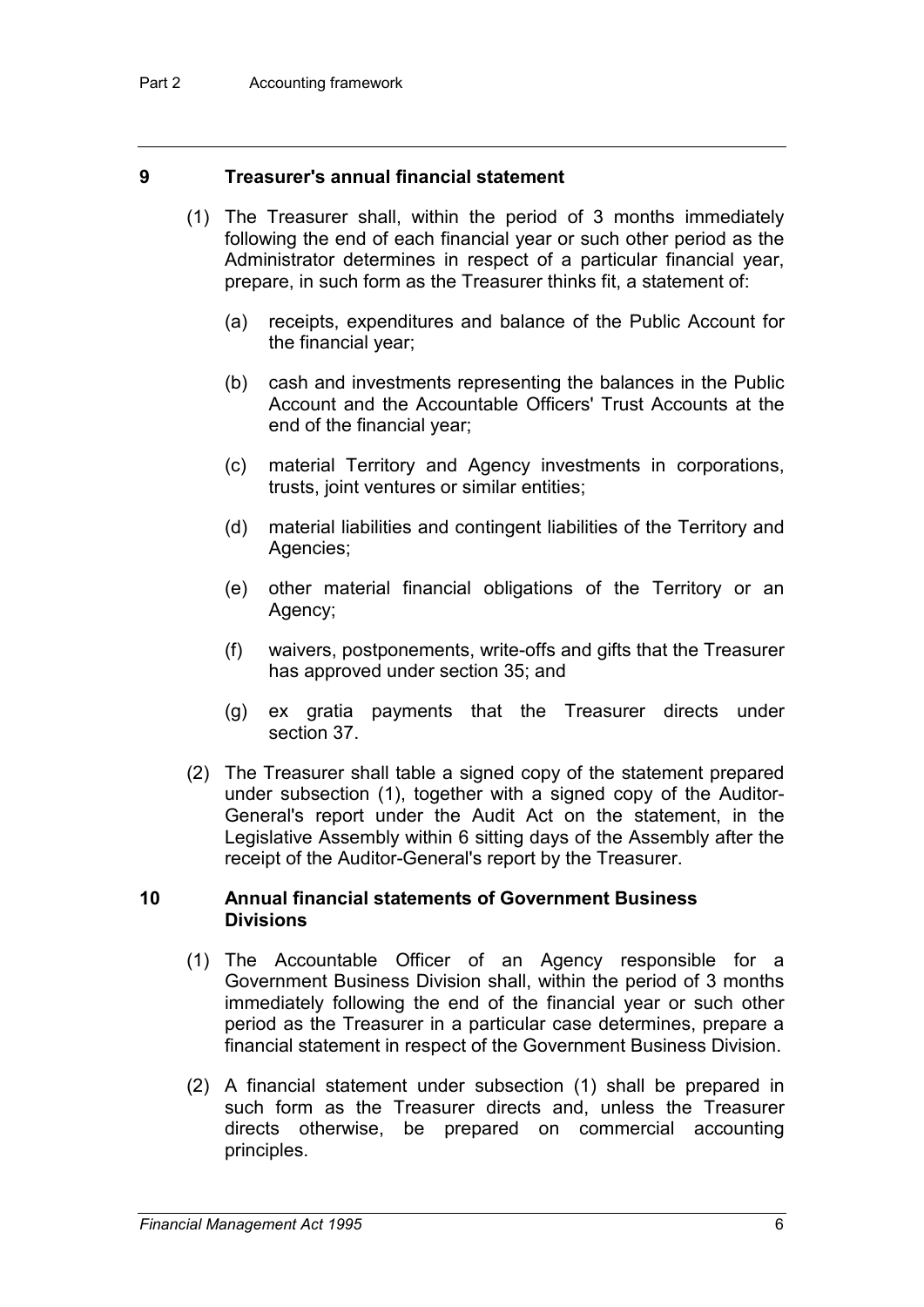## 9 Treasurer's annual financial statement

(1) The Treasurer shall, within the period of 3 months immediately following the end of each financial year or such other period as the Administrator determines in respect of a particular financial year, prepare, in such form as the Treasurer thinks fit, a statement of:

(a) receipts, expenditures and balance of the Public Account for the financial year;

(b) cash and investments representing the balances in the Public Account and the Accountable Officers' Trust Accounts at the end of the financial year;

(c) material Territory and Agency investments in corporations, trusts, joint ventures or similar entities;

(d) material liabilities and contingent liabilities of the Territory and Agencies;

(e) other material financial obligations of the Territory or an Agency;

(f) waivers, postponements, write-offs and gifts that the Treasurer has approved under section 35; and

(g) ex gratia payments that the Treasurer directs under section 37.

(2) The Treasurer shall table a signed copy of the statement prepared under subsection (1), together with a signed copy of the Auditor-General's report under the Audit Act on the statement, in the Legislative Assembly within 6 sitting days of the Assembly after the receipt of the Auditor-General's report by the Treasurer.

## 10 Annual financial statements of Government Business Divisions

(1) The Accountable Officer of an Agency responsible for a Government Business Division shall, within the period of 3 months immediately following the end of the financial year or such other period as the Treasurer in a particular case determines, prepare a financial statement in respect of the Government Business Division.

(2) A financial statement under subsection (1) shall be prepared in such form as the Treasurer directs and, unless the Treasurer directs otherwise, be prepared on commercial accounting principles.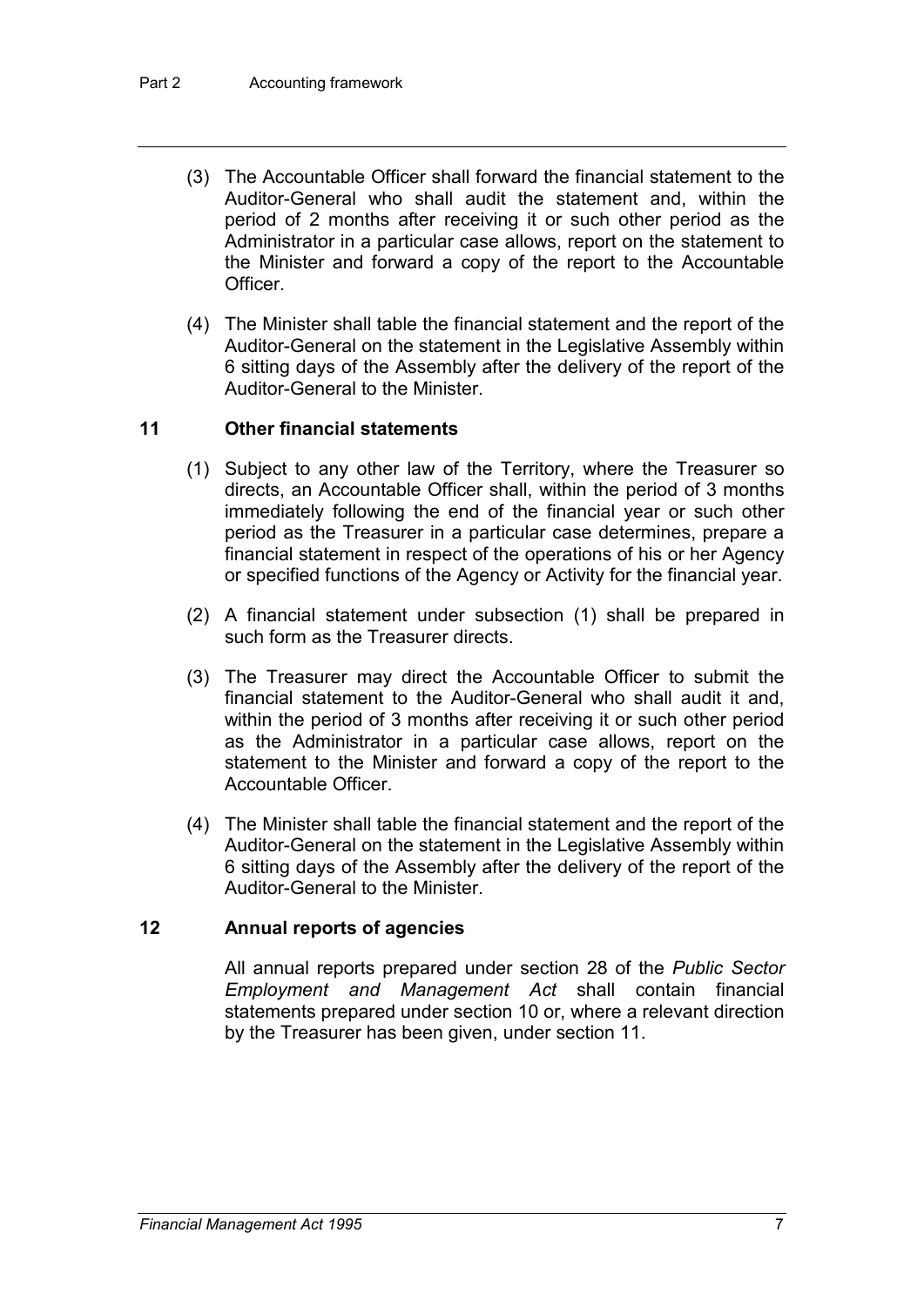(3) The Accountable Officer shall forward the financial statement to the Auditor-General who shall audit the statement and, within the period of 2 months after receiving it or such other period as the Administrator in a particular case allows, report on the statement to the Minister and forward a copy of the report to the Accountable Officer.

(4) The Minister shall table the financial statement and the report of the Auditor-General on the statement in the Legislative Assembly within 6 sitting days of the Assembly after the delivery of the report of the Auditor-General to the Minister.

### 11 Other financial statements

(1) Subject to any other law of the Territory, where the Treasurer so directs, an Accountable Officer shall, within the period of 3 months immediately following the end of the financial year or such other period as the Treasurer in a particular case determines, prepare a financial statement in respect of the operations of his or her Agency or specified functions of the Agency or Activity for the financial year.

(2) A financial statement under subsection (1) shall be prepared in such form as the Treasurer directs.

(3) The Treasurer may direct the Accountable Officer to submit the financial statement to the Auditor-General who shall audit it and, within the period of 3 months after receiving it or such other period as the Administrator in a particular case allows, report on the statement to the Minister and forward a copy of the report to the Accountable Officer.

(4) The Minister shall table the financial statement and the report of the Auditor-General on the statement in the Legislative Assembly within 6 sitting days of the Assembly after the delivery of the report of the Auditor-General to the Minister.

### 12 Annual reports of agencies

All annual reports prepared under section 28 of the *Public Sector Employment and Management Act* shall contain financial statements prepared under section 10 or, where a relevant direction by the Treasurer has been given, under section 11.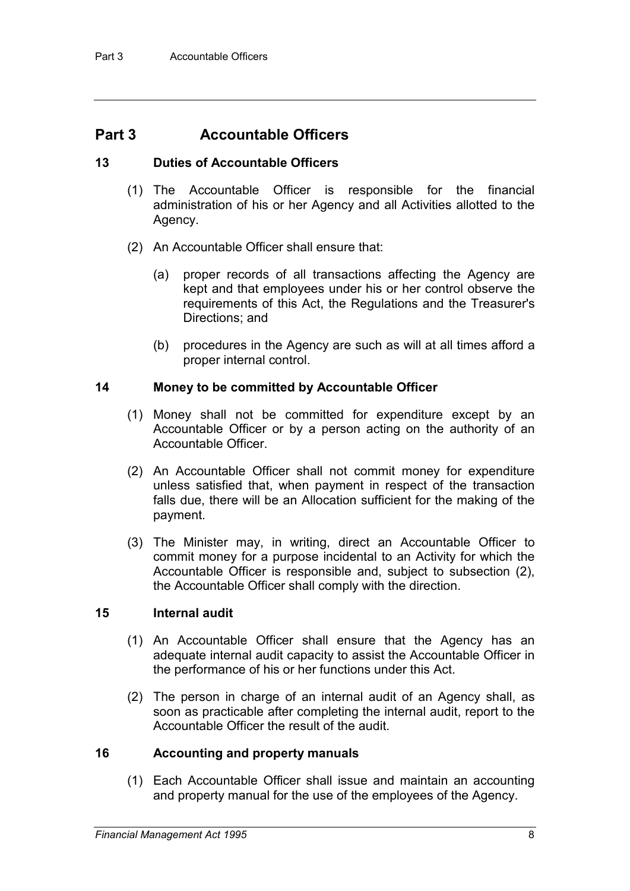# Part 3 Accountable Officers

## 13 Duties of Accountable Officers

(1) The Accountable Officer is responsible for the financial administration of his or her Agency and all Activities allotted to the Agency.

(2) An Accountable Officer shall ensure that:

(a) proper records of all transactions affecting the Agency are kept and that employees under his or her control observe the requirements of this Act, the Regulations and the Treasurer's Directions; and

(b) procedures in the Agency are such as will at all times afford a proper internal control.

## 14 Money to be committed by Accountable Officer

(1) Money shall not be committed for expenditure except by an Accountable Officer or by a person acting on the authority of an Accountable Officer.

(2) An Accountable Officer shall not commit money for expenditure unless satisfied that, when payment in respect of the transaction falls due, there will be an Allocation sufficient for the making of the payment.

(3) The Minister may, in writing, direct an Accountable Officer to commit money for a purpose incidental to an Activity for which the Accountable Officer is responsible and, subject to subsection (2), the Accountable Officer shall comply with the direction.

## 15 Internal audit

(1) An Accountable Officer shall ensure that the Agency has an adequate internal audit capacity to assist the Accountable Officer in the performance of his or her functions under this Act.

(2) The person in charge of an internal audit of an Agency shall, as soon as practicable after completing the internal audit, report to the Accountable Officer the result of the audit.

## 16 Accounting and property manuals

(1) Each Accountable Officer shall issue and maintain an accounting and property manual for the use of the employees of the Agency.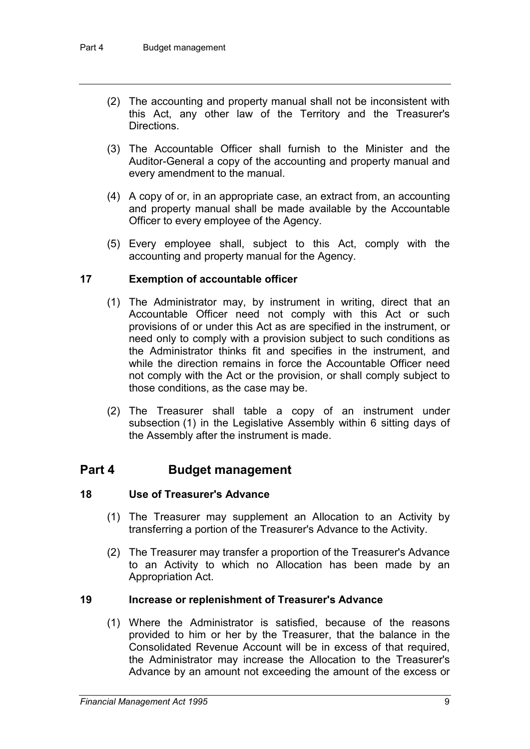(2) The accounting and property manual shall not be inconsistent with this Act, any other law of the Territory and the Treasurer's Directions.

(3) The Accountable Officer shall furnish to the Minister and the Auditor-General a copy of the accounting and property manual and every amendment to the manual.

(4) A copy of or, in an appropriate case, an extract from, an accounting and property manual shall be made available by the Accountable Officer to every employee of the Agency.

(5) Every employee shall, subject to this Act, comply with the accounting and property manual for the Agency.

### 17 Exemption of accountable officer

(1) The Administrator may, by instrument in writing, direct that an Accountable Officer need not comply with this Act or such provisions of or under this Act as are specified in the instrument, or need only to comply with a provision subject to such conditions as the Administrator thinks fit and specifies in the instrument, and while the direction remains in force the Accountable Officer need not comply with the Act or the provision, or shall comply subject to those conditions, as the case may be.

(2) The Treasurer shall table a copy of an instrument under subsection (1) in the Legislative Assembly within 6 sitting days of the Assembly after the instrument is made.

## Part 4 Budget management

### 18 Use of Treasurer's Advance

(1) The Treasurer may supplement an Allocation to an Activity by transferring a portion of the Treasurer's Advance to the Activity.

(2) The Treasurer may transfer a proportion of the Treasurer's Advance to an Activity to which no Allocation has been made by an Appropriation Act.

### 19 Increase or replenishment of Treasurer's Advance

(1) Where the Administrator is satisfied, because of the reasons provided to him or her by the Treasurer, that the balance in the Consolidated Revenue Account will be in excess of that required, the Administrator may increase the Allocation to the Treasurer's Advance by an amount not exceeding the amount of the excess or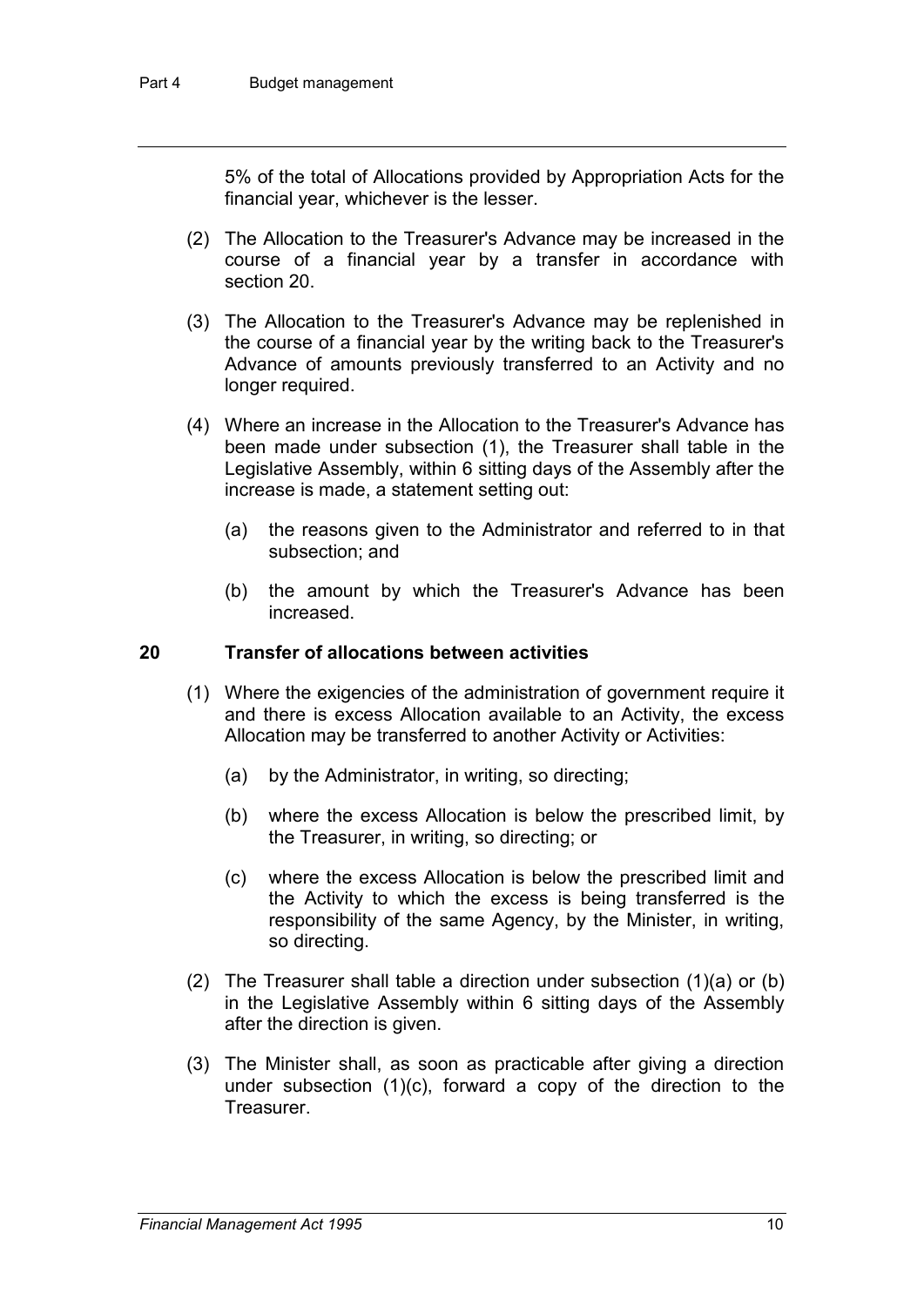5% of the total of Allocations provided by Appropriation Acts for the financial year, whichever is the lesser.

(2) The Allocation to the Treasurer's Advance may be increased in the course of a financial year by a transfer in accordance with section 20.

(3) The Allocation to the Treasurer's Advance may be replenished in the course of a financial year by the writing back to the Treasurer's Advance of amounts previously transferred to an Activity and no longer required.

(4) Where an increase in the Allocation to the Treasurer's Advance has been made under subsection (1), the Treasurer shall table in the Legislative Assembly, within 6 sitting days of the Assembly after the increase is made, a statement setting out:

(a) the reasons given to the Administrator and referred to in that subsection; and

(b) the amount by which the Treasurer's Advance has been increased.

### 20 Transfer of allocations between activities

(1) Where the exigencies of the administration of government require it and there is excess Allocation available to an Activity, the excess Allocation may be transferred to another Activity or Activities:

(a) by the Administrator, in writing, so directing;

(b) where the excess Allocation is below the prescribed limit, by the Treasurer, in writing, so directing; or

(c) where the excess Allocation is below the prescribed limit and the Activity to which the excess is being transferred is the responsibility of the same Agency, by the Minister, in writing, so directing.

(2) The Treasurer shall table a direction under subsection (1)(a) or (b) in the Legislative Assembly within 6 sitting days of the Assembly after the direction is given.

(3) The Minister shall, as soon as practicable after giving a direction under subsection (1)(c), forward a copy of the direction to the Treasurer.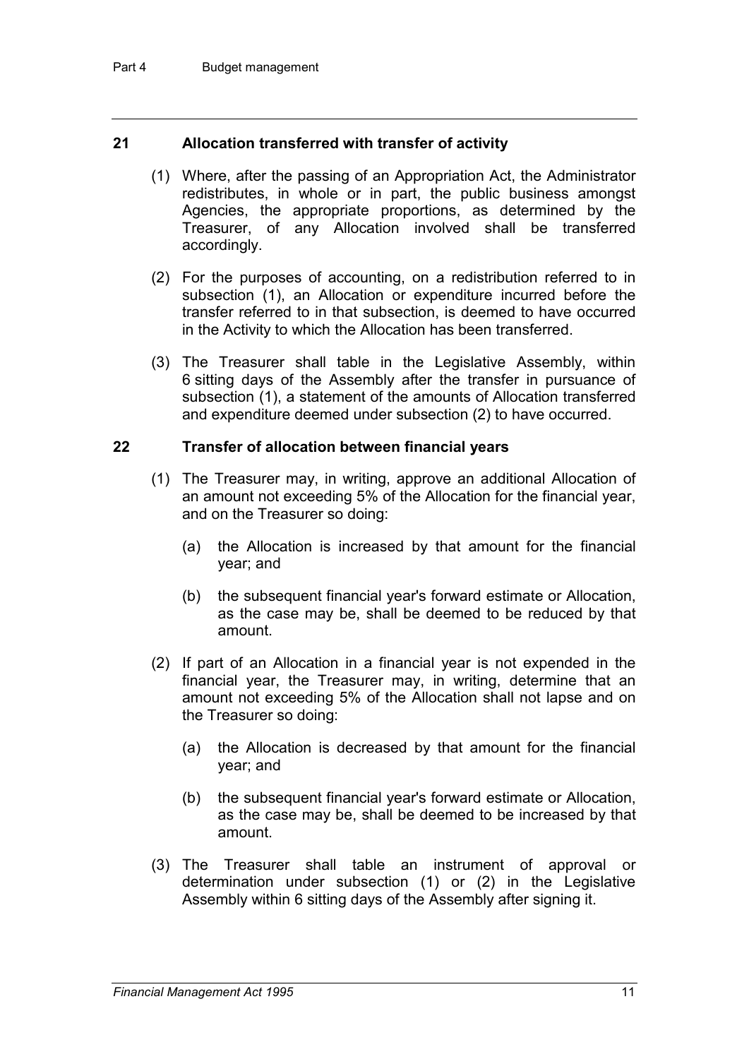## 21 Allocation transferred with transfer of activity

(1) Where, after the passing of an Appropriation Act, the Administrator redistributes, in whole or in part, the public business amongst Agencies, the appropriate proportions, as determined by the Treasurer, of any Allocation involved shall be transferred accordingly.

(2) For the purposes of accounting, on a redistribution referred to in subsection (1), an Allocation or expenditure incurred before the transfer referred to in that subsection, is deemed to have occurred in the Activity to which the Allocation has been transferred.

(3) The Treasurer shall table in the Legislative Assembly, within 6 sitting days of the Assembly after the transfer in pursuance of subsection (1), a statement of the amounts of Allocation transferred and expenditure deemed under subsection (2) to have occurred.

## 22 Transfer of allocation between financial years

(1) The Treasurer may, in writing, approve an additional Allocation of an amount not exceeding 5% of the Allocation for the financial year, and on the Treasurer so doing:

- (a) the Allocation is increased by that amount for the financial year; and
- (b) the subsequent financial year's forward estimate or Allocation, as the case may be, shall be deemed to be reduced by that amount.

(2) If part of an Allocation in a financial year is not expended in the financial year, the Treasurer may, in writing, determine that an amount not exceeding 5% of the Allocation shall not lapse and on the Treasurer so doing:

- (a) the Allocation is decreased by that amount for the financial year; and
- (b) the subsequent financial year's forward estimate or Allocation, as the case may be, shall be deemed to be increased by that amount.

(3) The Treasurer shall table an instrument of approval or determination under subsection (1) or (2) in the Legislative Assembly within 6 sitting days of the Assembly after signing it.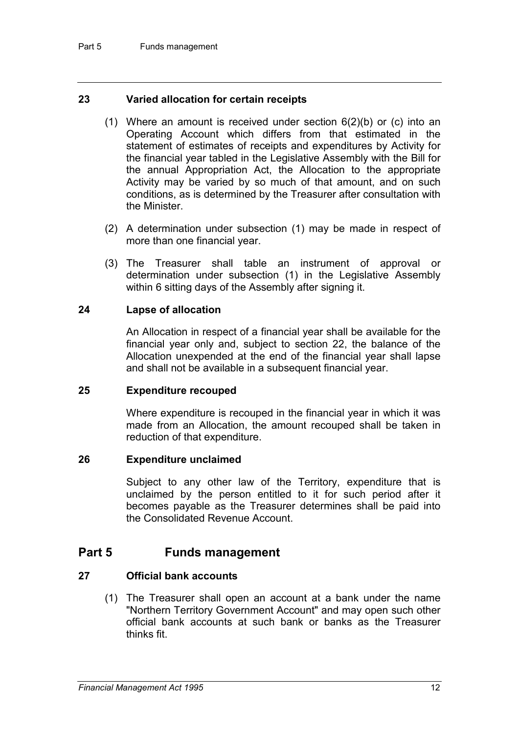### 23 Varied allocation for certain receipts

(1) Where an amount is received under section 6(2)(b) or (c) into an Operating Account which differs from that estimated in the statement of estimates of receipts and expenditures by Activity for the financial year tabled in the Legislative Assembly with the Bill for the annual Appropriation Act, the Allocation to the appropriate Activity may be varied by so much of that amount, and on such conditions, as is determined by the Treasurer after consultation with the Minister.

(2) A determination under subsection (1) may be made in respect of more than one financial year.

(3) The Treasurer shall table an instrument of approval or determination under subsection (1) in the Legislative Assembly within 6 sitting days of the Assembly after signing it.

### 24 Lapse of allocation

An Allocation in respect of a financial year shall be available for the financial year only and, subject to section 22, the balance of the Allocation unexpended at the end of the financial year shall lapse and shall not be available in a subsequent financial year.

### 25 Expenditure recouped

Where expenditure is recouped in the financial year in which it was made from an Allocation, the amount recouped shall be taken in reduction of that expenditure.

### 26 Expenditure unclaimed

Subject to any other law of the Territory, expenditure that is unclaimed by the person entitled to it for such period after it becomes payable as the Treasurer determines shall be paid into the Consolidated Revenue Account.

## Part 5 Funds management

### 27 Official bank accounts

(1) The Treasurer shall open an account at a bank under the name "Northern Territory Government Account" and may open such other official bank accounts at such bank or banks as the Treasurer thinks fit.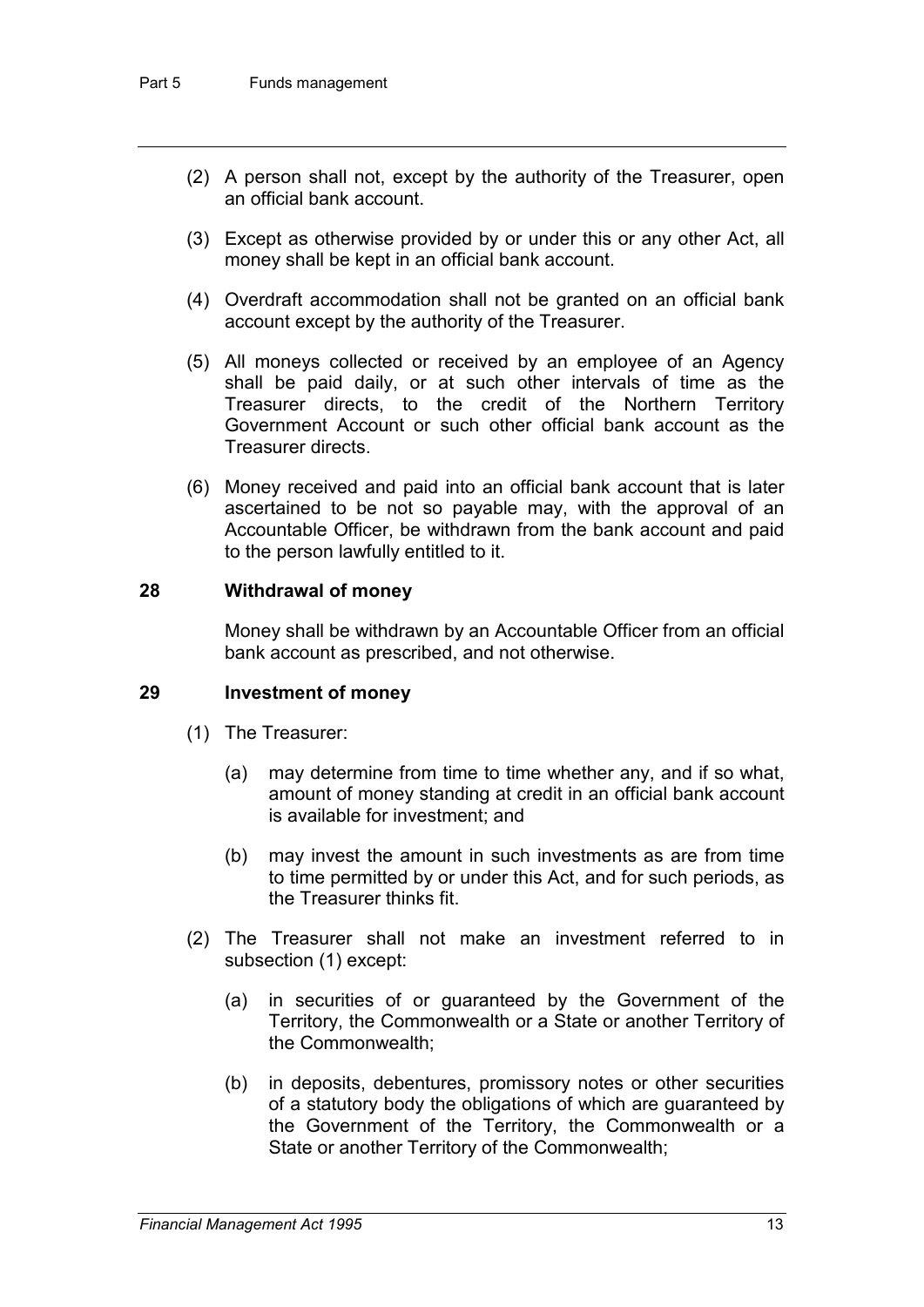(2) A person shall not, except by the authority of the Treasurer, open an official bank account.

(3) Except as otherwise provided by or under this or any other Act, all money shall be kept in an official bank account.

(4) Overdraft accommodation shall not be granted on an official bank account except by the authority of the Treasurer.

(5) All moneys collected or received by an employee of an Agency shall be paid daily, or at such other intervals of time as the Treasurer directs, to the credit of the Northern Territory Government Account or such other official bank account as the Treasurer directs.

(6) Money received and paid into an official bank account that is later ascertained to be not so payable may, with the approval of an Accountable Officer, be withdrawn from the bank account and paid to the person lawfully entitled to it.

### 28 Withdrawal of money

Money shall be withdrawn by an Accountable Officer from an official bank account as prescribed, and not otherwise.

### 29 Investment of money

(1) The Treasurer:

(a) may determine from time to time whether any, and if so what, amount of money standing at credit in an official bank account is available for investment; and

(b) may invest the amount in such investments as are from time to time permitted by or under this Act, and for such periods, as the Treasurer thinks fit.

(2) The Treasurer shall not make an investment referred to in subsection (1) except:

(a) in securities of or guaranteed by the Government of the Territory, the Commonwealth or a State or another Territory of the Commonwealth;

(b) in deposits, debentures, promissory notes or other securities of a statutory body the obligations of which are guaranteed by the Government of the Territory, the Commonwealth or a State or another Territory of the Commonwealth;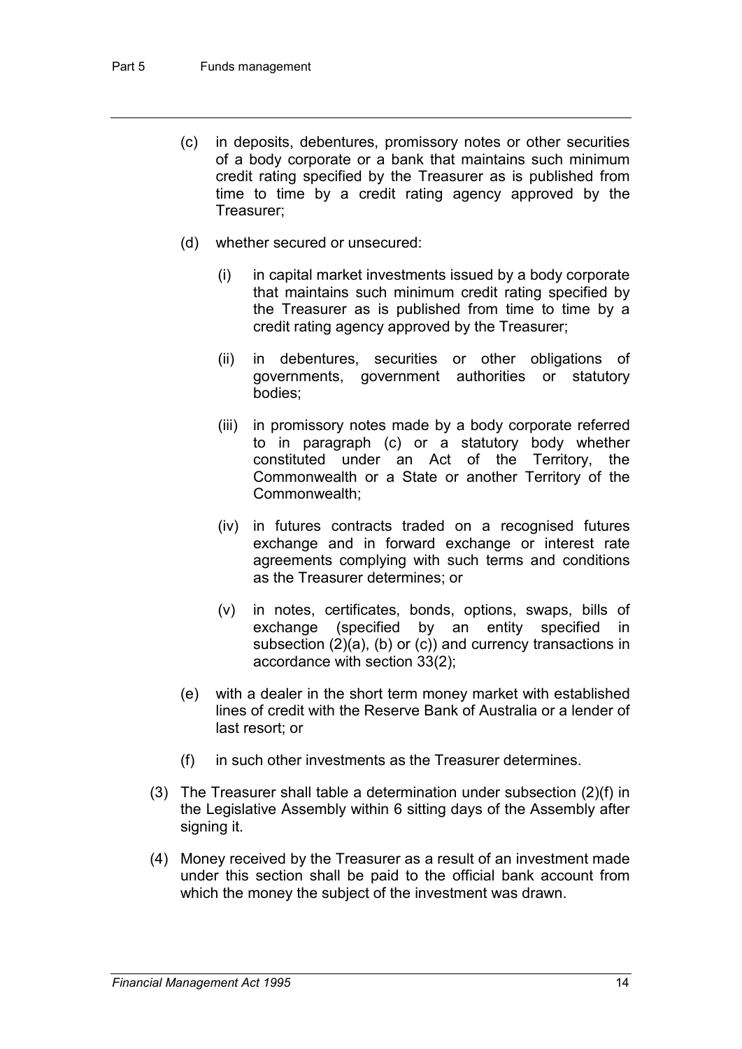(c) in deposits, debentures, promissory notes or other securities of a body corporate or a bank that maintains such minimum credit rating specified by the Treasurer as is published from time to time by a credit rating agency approved by the Treasurer;

(d) whether secured or unsecured:

   (i) in capital market investments issued by a body corporate that maintains such minimum credit rating specified by the Treasurer as is published from time to time by a credit rating agency approved by the Treasurer;

   (ii) in debentures, securities or other obligations of governments, government authorities or statutory bodies;

   (iii) in promissory notes made by a body corporate referred to in paragraph (c) or a statutory body whether constituted under an Act of the Territory, the Commonwealth or a State or another Territory of the Commonwealth;

   (iv) in futures contracts traded on a recognised futures exchange and in forward exchange or interest rate agreements complying with such terms and conditions as the Treasurer determines; or

   (v) in notes, certificates, bonds, options, swaps, bills of exchange (specified by an entity specified in subsection (2)(a), (b) or (c)) and currency transactions in accordance with section 33(2);

(e) with a dealer in the short term money market with established lines of credit with the Reserve Bank of Australia or a lender of last resort; or

(f) in such other investments as the Treasurer determines.

(3) The Treasurer shall table a determination under subsection (2)(f) in the Legislative Assembly within 6 sitting days of the Assembly after signing it.

(4) Money received by the Treasurer as a result of an investment made under this section shall be paid to the official bank account from which the money the subject of the investment was drawn.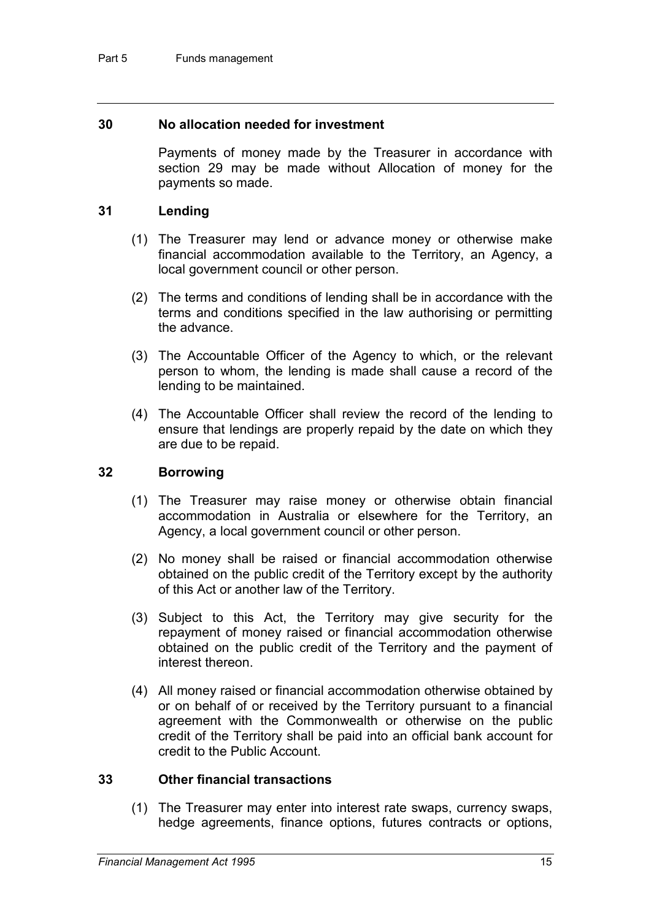### 30 No allocation needed for investment

Payments of money made by the Treasurer in accordance with section 29 may be made without Allocation of money for the payments so made.

### 31 Lending

(1) The Treasurer may lend or advance money or otherwise make financial accommodation available to the Territory, an Agency, a local government council or other person.

(2) The terms and conditions of lending shall be in accordance with the terms and conditions specified in the law authorising or permitting the advance.

(3) The Accountable Officer of the Agency to which, or the relevant person to whom, the lending is made shall cause a record of the lending to be maintained.

(4) The Accountable Officer shall review the record of the lending to ensure that lendings are properly repaid by the date on which they are due to be repaid.

### 32 Borrowing

(1) The Treasurer may raise money or otherwise obtain financial accommodation in Australia or elsewhere for the Territory, an Agency, a local government council or other person.

(2) No money shall be raised or financial accommodation otherwise obtained on the public credit of the Territory except by the authority of this Act or another law of the Territory.

(3) Subject to this Act, the Territory may give security for the repayment of money raised or financial accommodation otherwise obtained on the public credit of the Territory and the payment of interest thereon.

(4) All money raised or financial accommodation otherwise obtained by or on behalf of or received by the Territory pursuant to a financial agreement with the Commonwealth or otherwise on the public credit of the Territory shall be paid into an official bank account for credit to the Public Account.

### 33 Other financial transactions

(1) The Treasurer may enter into interest rate swaps, currency swaps, hedge agreements, finance options, futures contracts or options,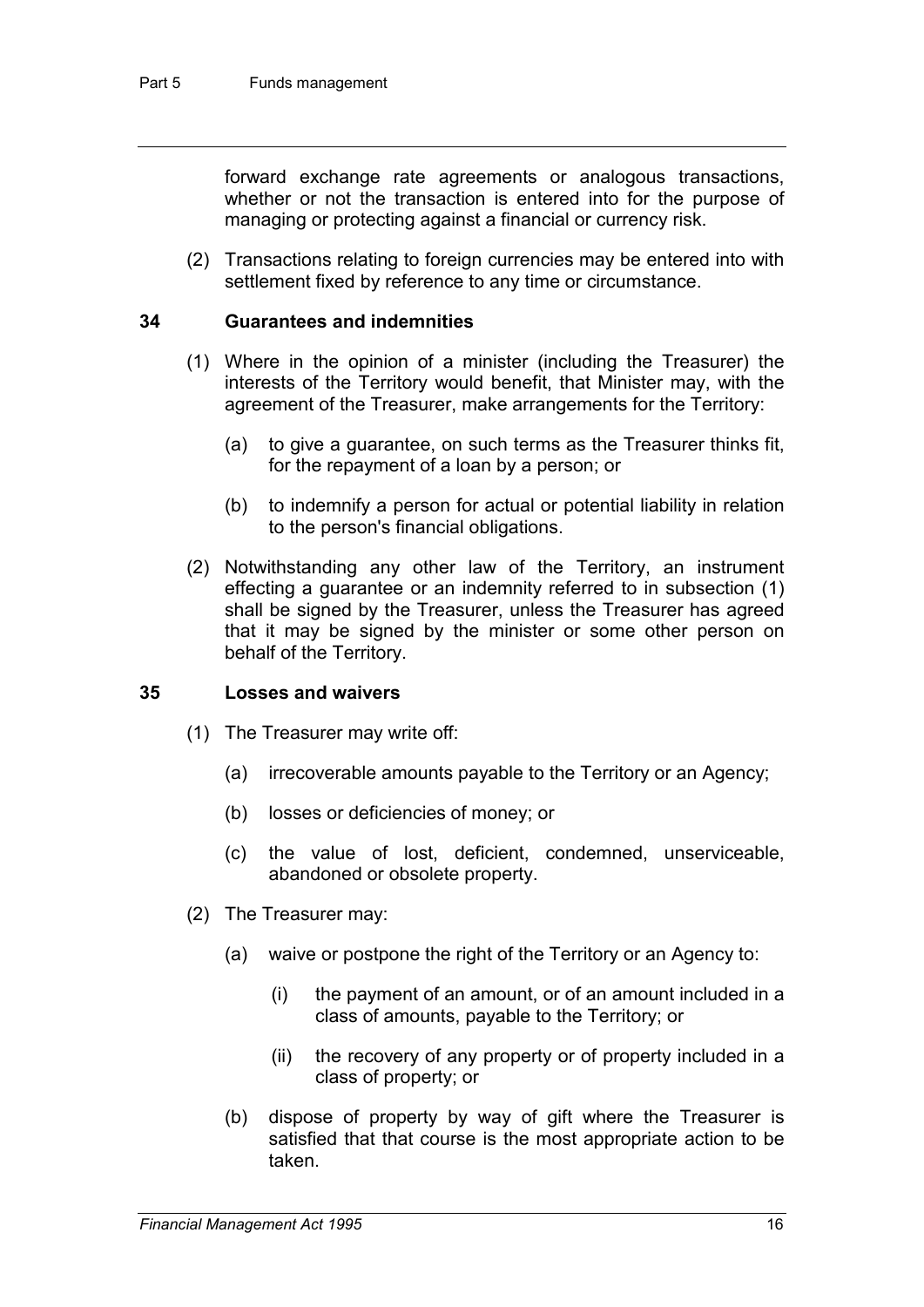forward exchange rate agreements or analogous transactions, whether or not the transaction is entered into for the purpose of managing or protecting against a financial or currency risk.

(2) Transactions relating to foreign currencies may be entered into with settlement fixed by reference to any time or circumstance.

### 34 Guarantees and indemnities

(1) Where in the opinion of a minister (including the Treasurer) the interests of the Territory would benefit, that Minister may, with the agreement of the Treasurer, make arrangements for the Territory:

- (a) to give a guarantee, on such terms as the Treasurer thinks fit, for the repayment of a loan by a person; or
- (b) to indemnify a person for actual or potential liability in relation to the person's financial obligations.

(2) Notwithstanding any other law of the Territory, an instrument effecting a guarantee or an indemnity referred to in subsection (1) shall be signed by the Treasurer, unless the Treasurer has agreed that it may be signed by the minister or some other person on behalf of the Territory.

### 35 Losses and waivers

(1) The Treasurer may write off:

- (a) irrecoverable amounts payable to the Territory or an Agency;
- (b) losses or deficiencies of money; or
- (c) the value of lost, deficient, condemned, unserviceable, abandoned or obsolete property.

(2) The Treasurer may:

- (a) waive or postpone the right of the Territory or an Agency to:
  - (i) the payment of an amount, or of an amount included in a class of amounts, payable to the Territory; or
  - (ii) the recovery of any property or of property included in a class of property; or
- (b) dispose of property by way of gift where the Treasurer is satisfied that that course is the most appropriate action to be taken.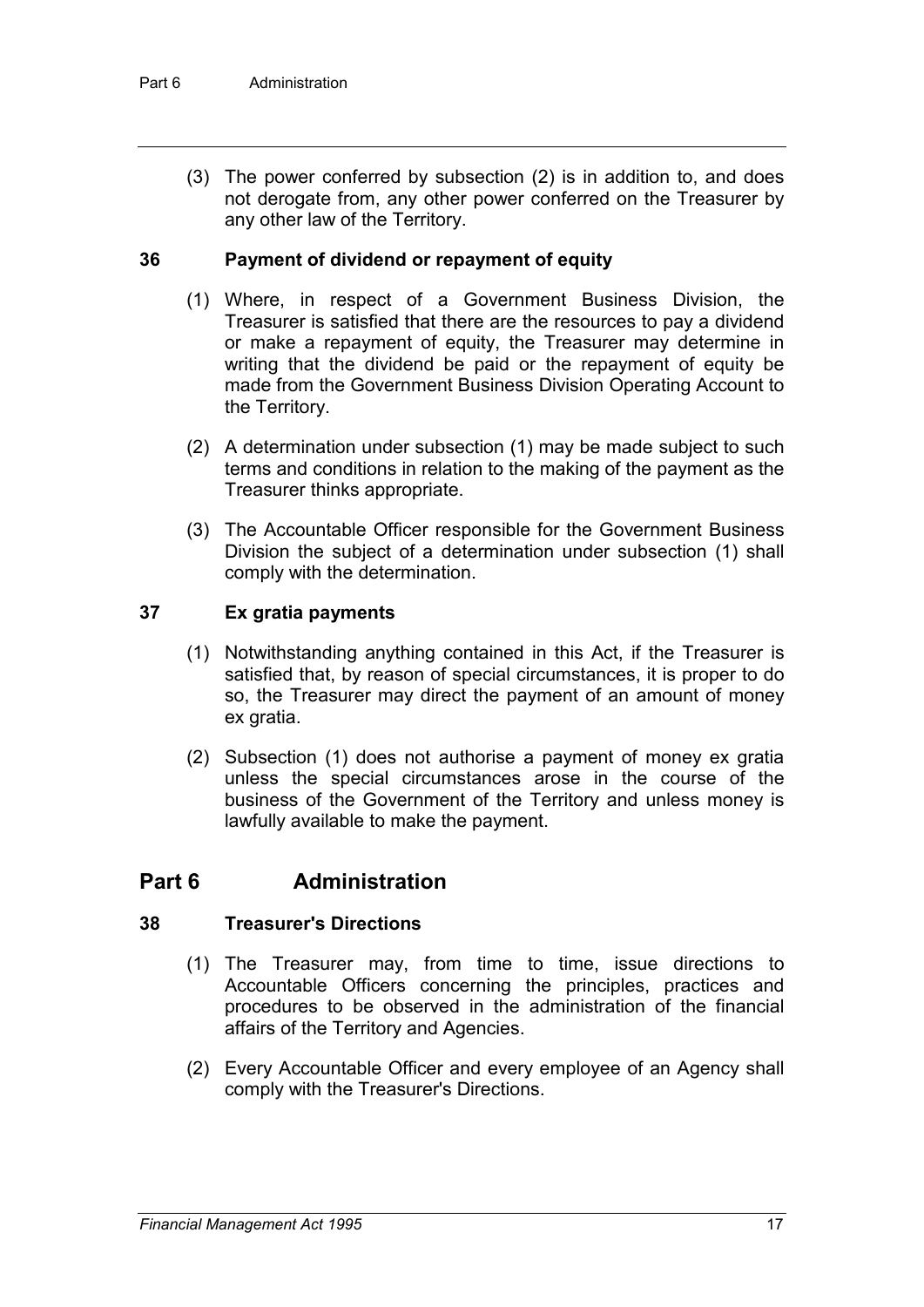(3) The power conferred by subsection (2) is in addition to, and does not derogate from, any other power conferred on the Treasurer by any other law of the Territory.

### 36 Payment of dividend or repayment of equity

(1) Where, in respect of a Government Business Division, the Treasurer is satisfied that there are the resources to pay a dividend or make a repayment of equity, the Treasurer may determine in writing that the dividend be paid or the repayment of equity be made from the Government Business Division Operating Account to the Territory.

(2) A determination under subsection (1) may be made subject to such terms and conditions in relation to the making of the payment as the Treasurer thinks appropriate.

(3) The Accountable Officer responsible for the Government Business Division the subject of a determination under subsection (1) shall comply with the determination.

### 37 Ex gratia payments

(1) Notwithstanding anything contained in this Act, if the Treasurer is satisfied that, by reason of special circumstances, it is proper to do so, the Treasurer may direct the payment of an amount of money ex gratia.

(2) Subsection (1) does not authorise a payment of money ex gratia unless the special circumstances arose in the course of the business of the Government of the Territory and unless money is lawfully available to make the payment.

## Part 6 Administration

### 38 Treasurer's Directions

(1) The Treasurer may, from time to time, issue directions to Accountable Officers concerning the principles, practices and procedures to be observed in the administration of the financial affairs of the Territory and Agencies.

(2) Every Accountable Officer and every employee of an Agency shall comply with the Treasurer's Directions.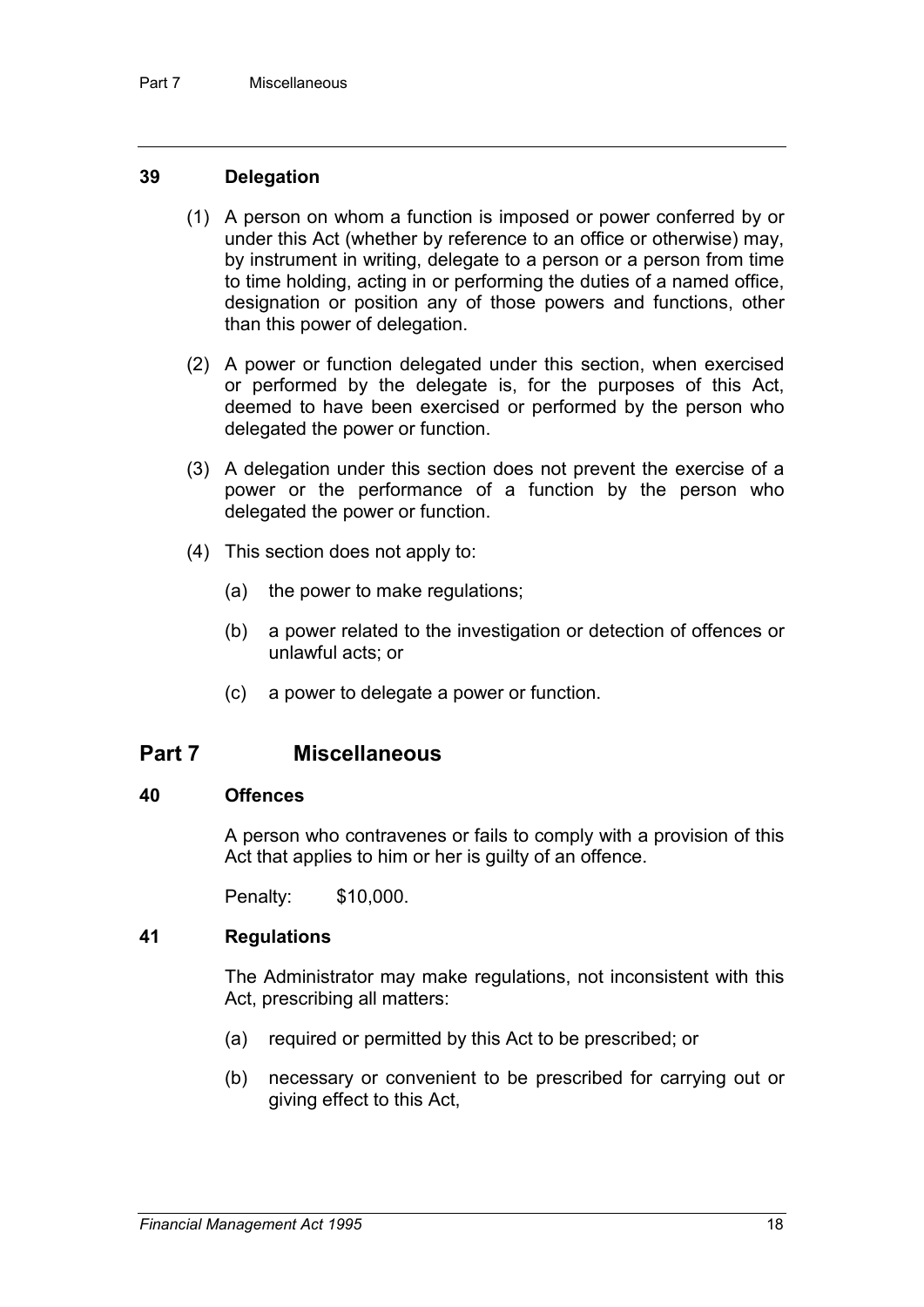### 39 Delegation

(1) A person on whom a function is imposed or power conferred by or under this Act (whether by reference to an office or otherwise) may, by instrument in writing, delegate to a person or a person from time to time holding, acting in or performing the duties of a named office, designation or position any of those powers and functions, other than this power of delegation.

(2) A power or function delegated under this section, when exercised or performed by the delegate is, for the purposes of this Act, deemed to have been exercised or performed by the person who delegated the power or function.

(3) A delegation under this section does not prevent the exercise of a power or the performance of a function by the person who delegated the power or function.

(4) This section does not apply to:

(a) the power to make regulations;

(b) a power related to the investigation or detection of offences or unlawful acts; or

(c) a power to delegate a power or function.

## Part 7 Miscellaneous

### 40 Offences

A person who contravenes or fails to comply with a provision of this Act that applies to him or her is guilty of an offence.

Penalty: $10,000.

### 41 Regulations

The Administrator may make regulations, not inconsistent with this Act, prescribing all matters:

(a) required or permitted by this Act to be prescribed; or

(b) necessary or convenient to be prescribed for carrying out or giving effect to this Act,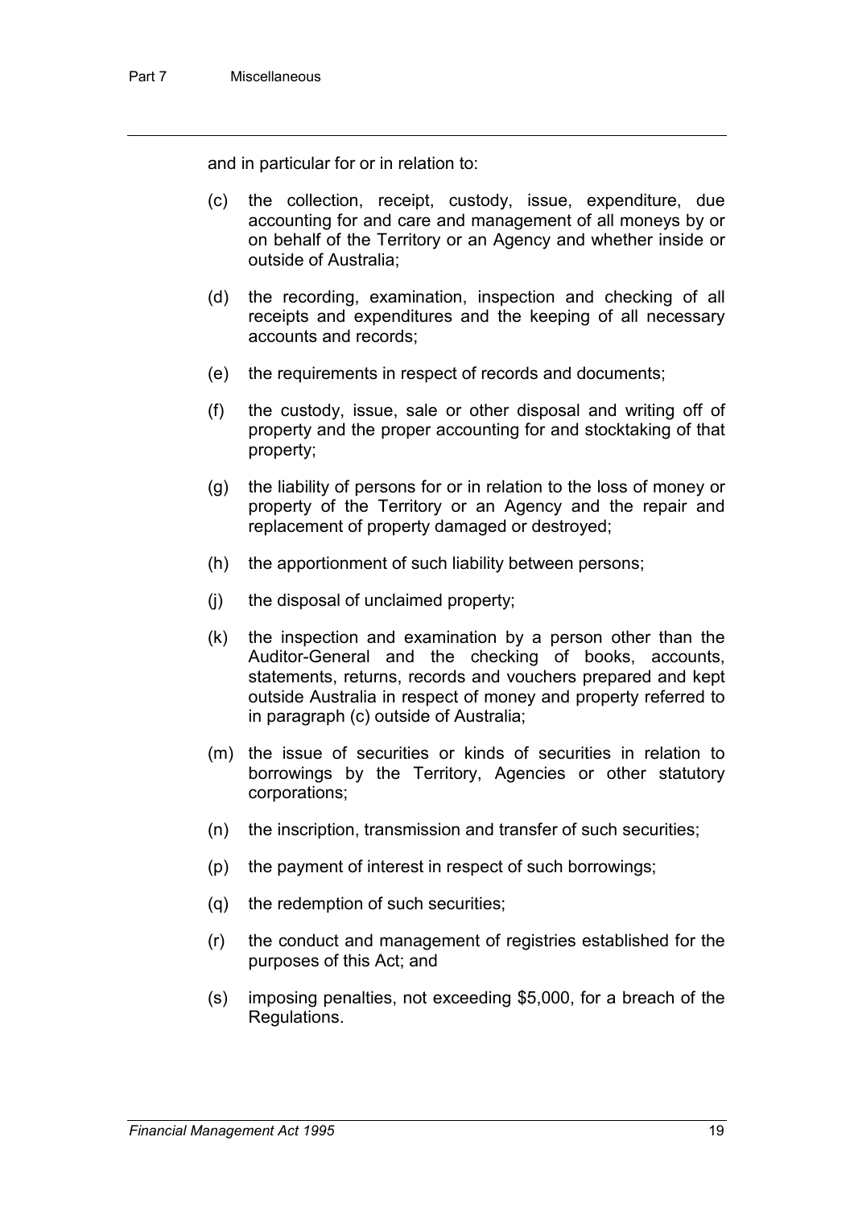and in particular for or in relation to:

(c) the collection, receipt, custody, issue, expenditure, due accounting for and care and management of all moneys by or on behalf of the Territory or an Agency and whether inside or outside of Australia;

(d) the recording, examination, inspection and checking of all receipts and expenditures and the keeping of all necessary accounts and records;

(e) the requirements in respect of records and documents;

(f) the custody, issue, sale or other disposal and writing off of property and the proper accounting for and stocktaking of that property;

(g) the liability of persons for or in relation to the loss of money or property of the Territory or an Agency and the repair and replacement of property damaged or destroyed;

(h) the apportionment of such liability between persons;

(j) the disposal of unclaimed property;

(k) the inspection and examination by a person other than the Auditor-General and the checking of books, accounts, statements, returns, records and vouchers prepared and kept outside Australia in respect of money and property referred to in paragraph (c) outside of Australia;

(m) the issue of securities or kinds of securities in relation to borrowings by the Territory, Agencies or other statutory corporations;

(n) the inscription, transmission and transfer of such securities;

(p) the payment of interest in respect of such borrowings;

(q) the redemption of such securities;

(r) the conduct and management of registries established for the purposes of this Act; and

(s) imposing penalties, not exceeding $5,000, for a breach of the Regulations.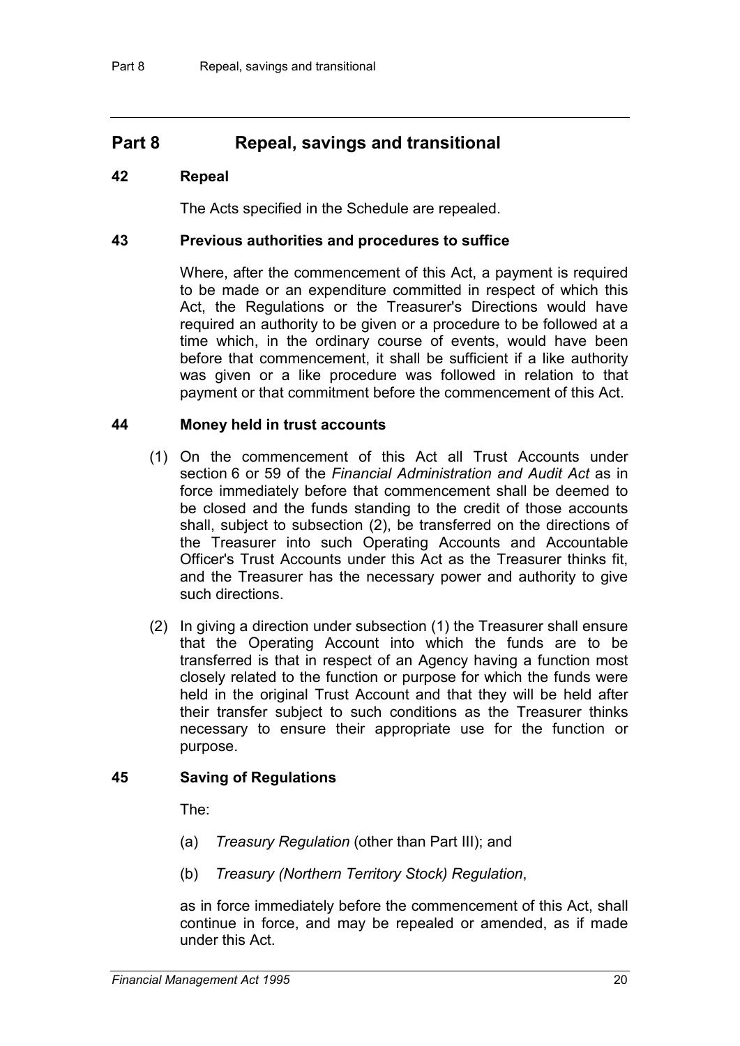## Part 8 Repeal, savings and transitional

### 42 Repeal

The Acts specified in the Schedule are repealed.

### 43 Previous authorities and procedures to suffice

Where, after the commencement of this Act, a payment is required to be made or an expenditure committed in respect of which this Act, the Regulations or the Treasurer's Directions would have required an authority to be given or a procedure to be followed at a time which, in the ordinary course of events, would have been before that commencement, it shall be sufficient if a like authority was given or a like procedure was followed in relation to that payment or that commitment before the commencement of this Act.

### 44 Money held in trust accounts

(1) On the commencement of this Act all Trust Accounts under section 6 or 59 of the *Financial Administration and Audit Act* as in force immediately before that commencement shall be deemed to be closed and the funds standing to the credit of those accounts shall, subject to subsection (2), be transferred on the directions of the Treasurer into such Operating Accounts and Accountable Officer's Trust Accounts under this Act as the Treasurer thinks fit, and the Treasurer has the necessary power and authority to give such directions.

(2) In giving a direction under subsection (1) the Treasurer shall ensure that the Operating Account into which the funds are to be transferred is that in respect of an Agency having a function most closely related to the function or purpose for which the funds were held in the original Trust Account and that they will be held after their transfer subject to such conditions as the Treasurer thinks necessary to ensure their appropriate use for the function or purpose.

### 45 Saving of Regulations

The:

(a) *Treasury Regulation* (other than Part III); and

(b) *Treasury (Northern Territory Stock) Regulation*,

as in force immediately before the commencement of this Act, shall continue in force, and may be repealed or amended, as if made under this Act.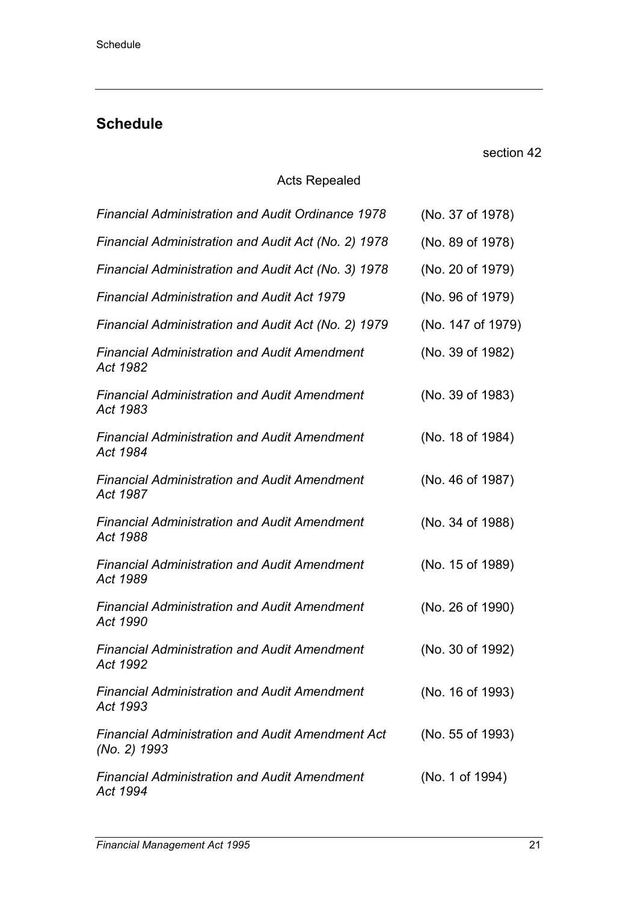## Schedule

section 42

Acts Repealed

| | |
|---|---|
| *Financial Administration and Audit Ordinance 1978* | (No. 37 of 1978) |
| *Financial Administration and Audit Act (No. 2) 1978* | (No. 89 of 1978) |
| *Financial Administration and Audit Act (No. 3) 1978* | (No. 20 of 1979) |
| *Financial Administration and Audit Act 1979* | (No. 96 of 1979) |
| *Financial Administration and Audit Act (No. 2) 1979* | (No. 147 of 1979) |
| *Financial Administration and Audit Amendment Act 1982* | (No. 39 of 1982) |
| *Financial Administration and Audit Amendment Act 1983* | (No. 39 of 1983) |
| *Financial Administration and Audit Amendment Act 1984* | (No. 18 of 1984) |
| *Financial Administration and Audit Amendment Act 1987* | (No. 46 of 1987) |
| *Financial Administration and Audit Amendment Act 1988* | (No. 34 of 1988) |
| *Financial Administration and Audit Amendment Act 1989* | (No. 15 of 1989) |
| *Financial Administration and Audit Amendment Act 1990* | (No. 26 of 1990) |
| *Financial Administration and Audit Amendment Act 1992* | (No. 30 of 1992) |
| *Financial Administration and Audit Amendment Act 1993* | (No. 16 of 1993) |
| *Financial Administration and Audit Amendment Act (No. 2) 1993* | (No. 55 of 1993) |
| *Financial Administration and Audit Amendment Act 1994* | (No. 1 of 1994) |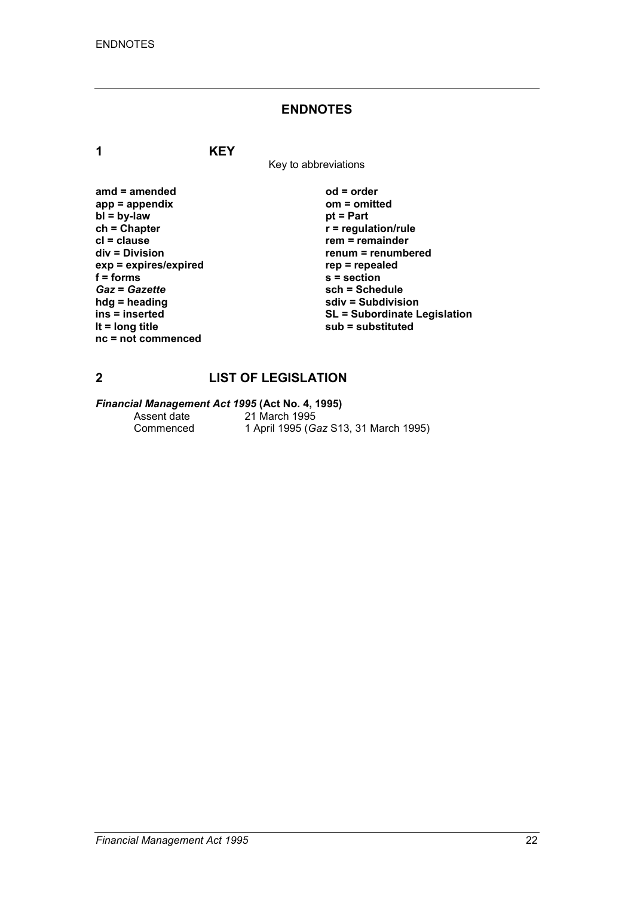## ENDNOTES

### 1 KEY

Key to abbreviations

| | |
|---|---|
| **amd = amended** | **od = order** |
| **app = appendix** | **om = omitted** |
| **bl = by-law** | **pt = Part** |
| **ch = Chapter** | **r = regulation/rule** |
| **cl = clause** | **rem = remainder** |
| **div = Division** | **renum = renumbered** |
| **exp = expires/expired** | **rep = repealed** |
| **f = forms** | **s = section** |
| ***Gaz* = *Gazette*** | **sch = Schedule** |
| **hdg = heading** | **sdiv = Subdivision** |
| **ins = inserted** | **SL = Subordinate Legislation** |
| **lt = long title** | **sub = substituted** |
| **nc = not commenced** | |

### 2 LIST OF LEGISLATION

***Financial Management Act 1995* (Act No. 4, 1995)**

| | |
|---|---|
| Assent date | 21 March 1995 |
| Commenced | 1 April 1995 (*Gaz* S13, 31 March 1995) |